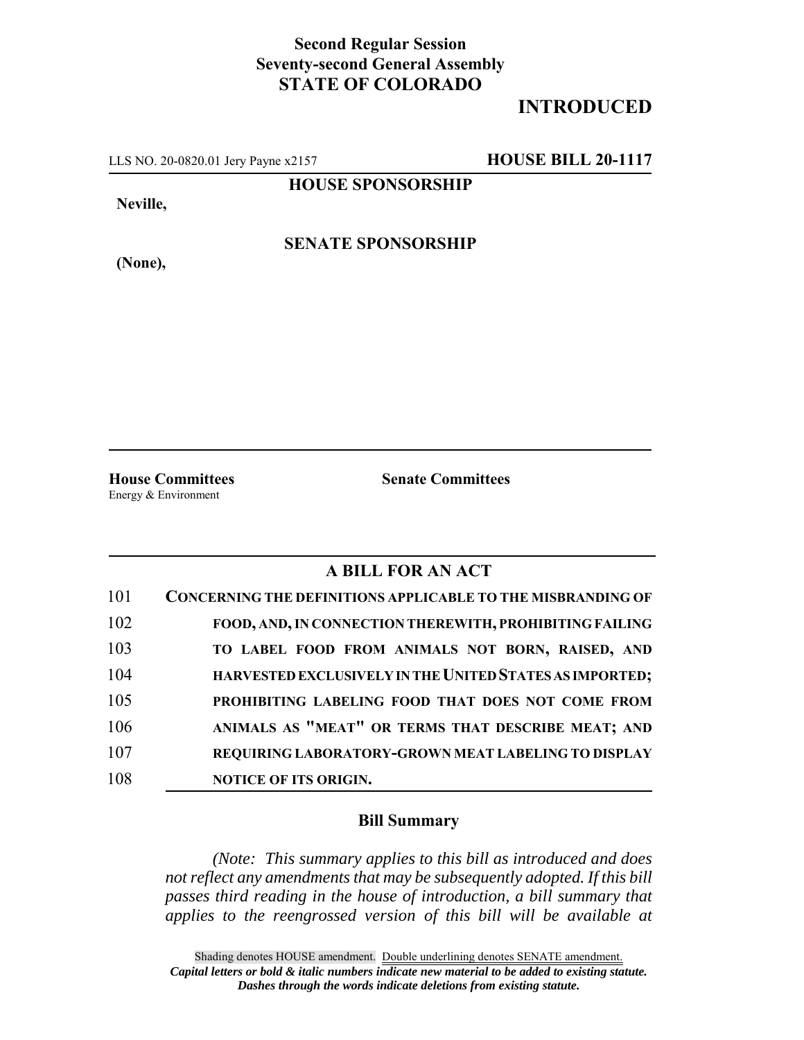**Second Regular Session**
**Seventy-second General Assembly**
**STATE OF COLORADO**

# INTRODUCED

LLS NO. 20-0820.01 Jery Payne x2157 **HOUSE BILL 20-1117**

**HOUSE SPONSORSHIP**

**Neville,**

**SENATE SPONSORSHIP**

**(None),**

**House Committees**
Energy & Environment

**Senate Committees**

## A BILL FOR AN ACT

101 **CONCERNING THE DEFINITIONS APPLICABLE TO THE MISBRANDING OF**
102 **FOOD, AND, IN CONNECTION THEREWITH, PROHIBITING FAILING**
103 **TO LABEL FOOD FROM ANIMALS NOT BORN, RAISED, AND**
104 **HARVESTED EXCLUSIVELY IN THE UNITED STATES AS IMPORTED;**
105 **PROHIBITING LABELING FOOD THAT DOES NOT COME FROM**
106 **ANIMALS AS "MEAT" OR TERMS THAT DESCRIBE MEAT; AND**
107 **REQUIRING LABORATORY-GROWN MEAT LABELING TO DISPLAY**
108 **NOTICE OF ITS ORIGIN.**

### Bill Summary

*(Note: This summary applies to this bill as introduced and does not reflect any amendments that may be subsequently adopted. If this bill passes third reading in the house of introduction, a bill summary that applies to the reengrossed version of this bill will be available at*

Shading denotes HOUSE amendment. Double underlining denotes SENATE amendment.
***Capital letters or bold & italic numbers indicate new material to be added to existing statute.***
***Dashes through the words indicate deletions from existing statute.***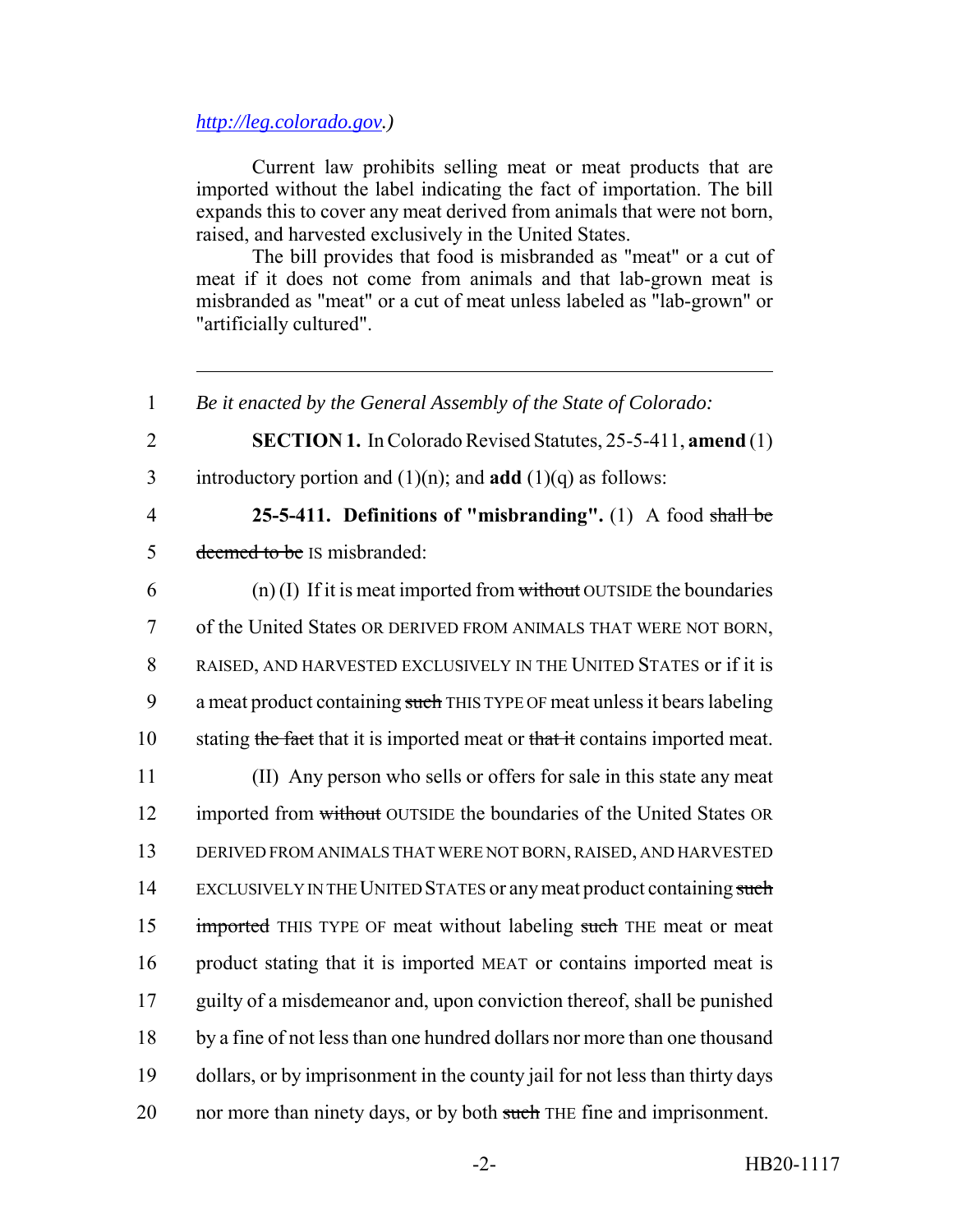http://leg.colorado.gov.)

Current law prohibits selling meat or meat products that are imported without the label indicating the fact of importation. The bill expands this to cover any meat derived from animals that were not born, raised, and harvested exclusively in the United States.

The bill provides that food is misbranded as "meat" or a cut of meat if it does not come from animals and that lab-grown meat is misbranded as "meat" or a cut of meat unless labeled as "lab-grown" or "artificially cultured".

---

1 *Be it enacted by the General Assembly of the State of Colorado:*

2 **SECTION 1.** In Colorado Revised Statutes, 25-5-411, **amend** (1)

3 introductory portion and (1)(n); and **add** (1)(q) as follows:

4 **25-5-411. Definitions of "misbranding".** (1) A food ~~shall be~~

5 ~~deemed to be~~ IS misbranded:

6 (n) (I) If it is meat imported from ~~without~~ OUTSIDE the boundaries

7 of the United States OR DERIVED FROM ANIMALS THAT WERE NOT BORN,

8 RAISED, AND HARVESTED EXCLUSIVELY IN THE UNITED STATES or if it is

9 a meat product containing ~~such~~ THIS TYPE OF meat unless it bears labeling

10 stating ~~the fact~~ that it is imported meat or ~~that it~~ contains imported meat.

11 (II) Any person who sells or offers for sale in this state any meat

12 imported from ~~without~~ OUTSIDE the boundaries of the United States OR

13 DERIVED FROM ANIMALS THAT WERE NOT BORN, RAISED, AND HARVESTED

14 EXCLUSIVELY IN THE UNITED STATES or any meat product containing ~~such~~

15 ~~imported~~ THIS TYPE OF meat without labeling ~~such~~ THE meat or meat

16 product stating that it is imported MEAT or contains imported meat is

17 guilty of a misdemeanor and, upon conviction thereof, shall be punished

18 by a fine of not less than one hundred dollars nor more than one thousand

19 dollars, or by imprisonment in the county jail for not less than thirty days

20 nor more than ninety days, or by both ~~such~~ THE fine and imprisonment.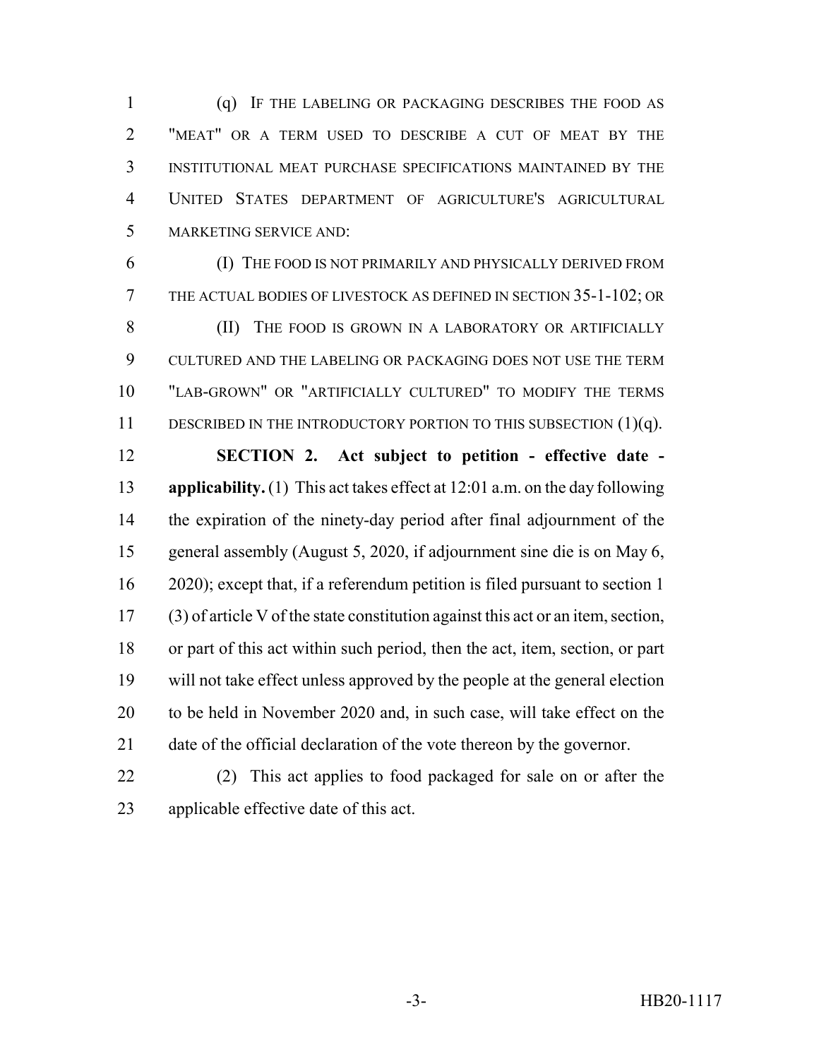(q) IF THE LABELING OR PACKAGING DESCRIBES THE FOOD AS "MEAT" OR A TERM USED TO DESCRIBE A CUT OF MEAT BY THE INSTITUTIONAL MEAT PURCHASE SPECIFICATIONS MAINTAINED BY THE UNITED STATES DEPARTMENT OF AGRICULTURE'S AGRICULTURAL MARKETING SERVICE AND:

(I) THE FOOD IS NOT PRIMARILY AND PHYSICALLY DERIVED FROM THE ACTUAL BODIES OF LIVESTOCK AS DEFINED IN SECTION 35-1-102; OR

(II) THE FOOD IS GROWN IN A LABORATORY OR ARTIFICIALLY CULTURED AND THE LABELING OR PACKAGING DOES NOT USE THE TERM "LAB-GROWN" OR "ARTIFICIALLY CULTURED" TO MODIFY THE TERMS DESCRIBED IN THE INTRODUCTORY PORTION TO THIS SUBSECTION (1)(q).

**SECTION 2. Act subject to petition - effective date - applicability.** (1) This act takes effect at 12:01 a.m. on the day following the expiration of the ninety-day period after final adjournment of the general assembly (August 5, 2020, if adjournment sine die is on May 6, 2020); except that, if a referendum petition is filed pursuant to section 1 (3) of article V of the state constitution against this act or an item, section, or part of this act within such period, then the act, item, section, or part will not take effect unless approved by the people at the general election to be held in November 2020 and, in such case, will take effect on the date of the official declaration of the vote thereon by the governor.

(2) This act applies to food packaged for sale on or after the applicable effective date of this act.